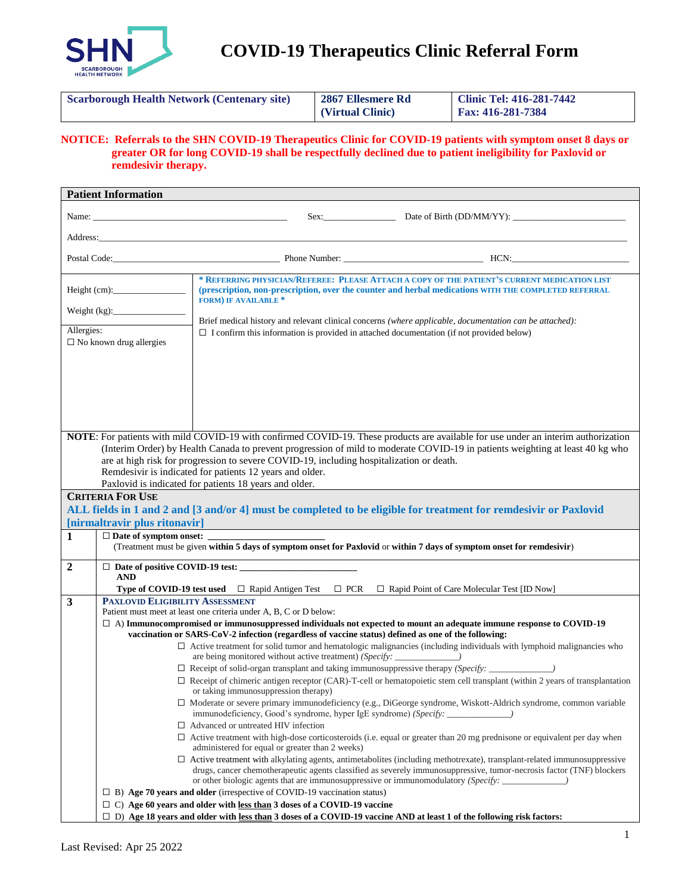# COVID-19 Therapeutics Clinic Referral Form

| Scarborough Health Network (Centenary site) | 2867 Ellesmere Rd (Virtual Clinic) | Clinic Tel: 416-281-7442 Fax: 416-281-7384 |
|---|---|---|

**NOTICE: Referrals to the SHN COVID-19 Therapeutics Clinic for COVID-19 patients with symptom onset 8 days or greater OR for long COVID-19 shall be respectfully declined due to patient ineligibility for Paxlovid or remdesivir therapy.**

## Patient Information

Name: ______________________________ Sex:____________ Date of Birth (DD/MM/YY): ____________________

Address:________________________________________________________________________________

Postal Code:__________________________ Phone Number: ______________________ HCN:____________________

Height (cm):_______________

Weight (kg):_______________

Allergies:
☐ No known drug allergies

**\* REFERRING PHYSICIAN/REFEREE: PLEASE ATTACH A COPY OF THE PATIENT'S CURRENT MEDICATION LIST (prescription, non-prescription, over the counter and herbal medications WITH THE COMPLETED REFERRAL FORM) IF AVAILABLE \***

Brief medical history and relevant clinical concerns *(where applicable, documentation can be attached):*
☐ I confirm this information is provided in attached documentation (if not provided below)

**NOTE**: For patients with mild COVID-19 with confirmed COVID-19. These products are available for use under an interim authorization (Interim Order) by Health Canada to prevent progression of mild to moderate COVID-19 in patients weighting at least 40 kg who are at high risk for progression to severe COVID-19, including hospitalization or death.
Remdesivir is indicated for patients 12 years and older.
Paxlovid is indicated for patients 18 years and older.

## CRITERIA FOR USE

**ALL fields in 1 and 2 and [3 and/or 4] must be completed to be eligible for treatment for remdesivir or Paxlovid [nirmaltravir plus ritonavir]**

**1** ☐ **Date of symptom onset:** ______________________
(Treatment must be given **within 5 days of symptom onset for Paxlovid** or **within 7 days of symptom onset for remdesivir**)

**2** ☐ **Date of positive COVID-19 test:** ______________________
**AND**
**Type of COVID-19 test used** ☐ Rapid Antigen Test ☐ PCR ☐ Rapid Point of Care Molecular Test [ID Now]

**3** **PAXLOVID ELIGIBILITY ASSESSMENT**
Patient must meet at least one criteria under A, B, C or D below:

☐ A) **Immunocompromised or immunosuppressed individuals not expected to mount an adequate immune response to COVID-19 vaccination or SARS-CoV-2 infection (regardless of vaccine status) defined as one of the following:**
- ☐ Active treatment for solid tumor and hematologic malignancies (including individuals with lymphoid malignancies who are being monitored without active treatment) *(Specify: _____________)*
- ☐ Receipt of solid-organ transplant and taking immunosuppressive therapy *(Specify: _____________)*
- ☐ Receipt of chimeric antigen receptor (CAR)-T-cell or hematopoietic stem cell transplant (within 2 years of transplantation or taking immunosuppression therapy)
- ☐ Moderate or severe primary immunodeficiency (e.g., DiGeorge syndrome, Wiskott-Aldrich syndrome, common variable immunodeficiency, Good's syndrome, hyper IgE syndrome) *(Specify: _____________)*
- ☐ Advanced or untreated HIV infection
- ☐ Active treatment with high-dose corticosteroids (i.e. equal or greater than 20 mg prednisone or equivalent per day when administered for equal or greater than 2 weeks)
- ☐ Active treatment with alkylating agents, antimetabolites (including methotrexate), transplant-related immunosuppressive drugs, cancer chemotherapeutic agents classified as severely immunosuppressive, tumor-necrosis factor (TNF) blockers or other biologic agents that are immunosuppressive or immunomodulatory *(Specify: _____________)*

☐ B) **Age 70 years and older** (irrespective of COVID-19 vaccination status)

☐ C) **Age 60 years and older with <u>less than</u> 3 doses of a COVID-19 vaccine**

☐ D) **Age 18 years and older with <u>less than</u> 3 doses of a COVID-19 vaccine AND at least 1 of the following risk factors:**

Last Revised: Apr 25 2022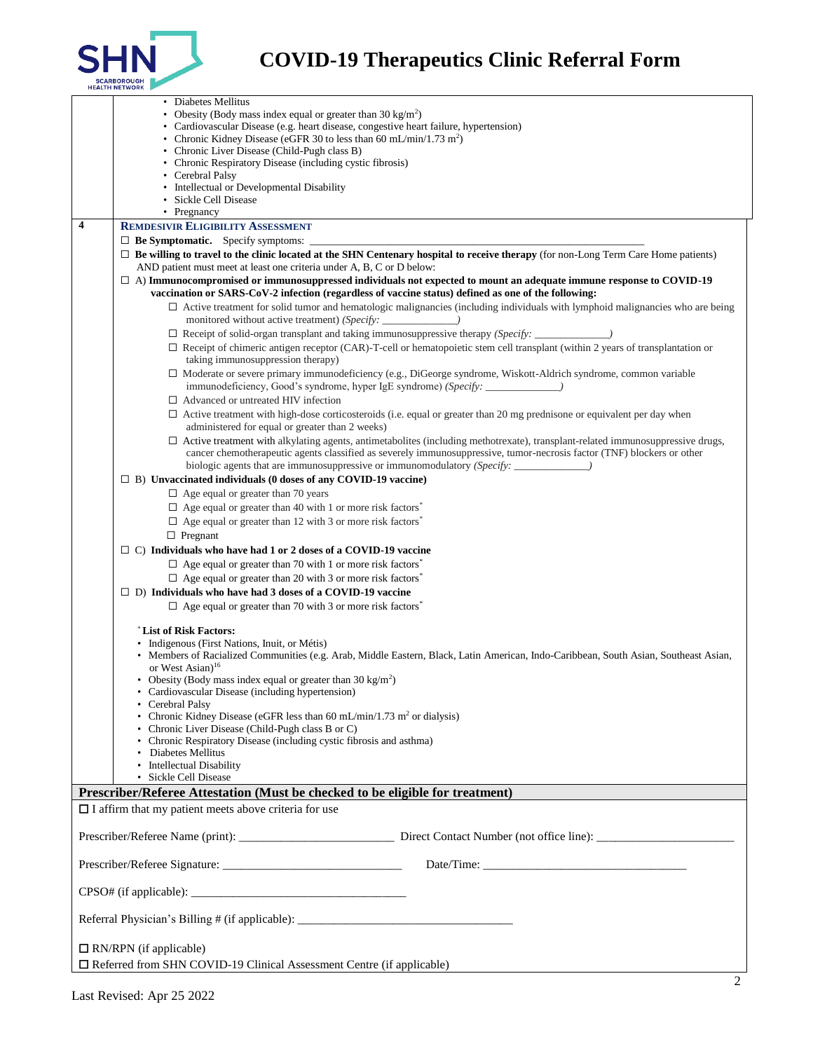# COVID-19 Therapeutics Clinic Referral Form

- Diabetes Mellitus
- Obesity (Body mass index equal or greater than 30 $kg/m^2$)
- Cardiovascular Disease (e.g. heart disease, congestive heart failure, hypertension)
- Chronic Kidney Disease (eGFR 30 to less than 60 $mL/min/1.73\ m^2$)
- Chronic Liver Disease (Child-Pugh class B)
- Chronic Respiratory Disease (including cystic fibrosis)
- Cerebral Palsy
- Intellectual or Developmental Disability
- Sickle Cell Disease
- Pregnancy

**4 — REMDESIVIR ELIGIBILITY ASSESSMENT**

☐ **Be Symptomatic.** Specify symptoms: ____________________

☐ **Be willing to travel to the clinic located at the SHN Centenary hospital to receive therapy** (for non-Long Term Care Home patients) AND patient must meet at least one criteria under A, B, C or D below:

☐ A) **Immunocompromised or immunosuppressed individuals not expected to mount an adequate immune response to COVID-19 vaccination or SARS-CoV-2 infection (regardless of vaccine status) defined as one of the following:**

- ☐ Active treatment for solid tumor and hematologic malignancies (including individuals with lymphoid malignancies who are being monitored without active treatment) *(Specify: _____________)*
- ☐ Receipt of solid-organ transplant and taking immunosuppressive therapy *(Specify: _____________)*
- ☐ Receipt of chimeric antigen receptor (CAR)-T-cell or hematopoietic stem cell transplant (within 2 years of transplantation or taking immunosuppression therapy)
- ☐ Moderate or severe primary immunodeficiency (e.g., DiGeorge syndrome, Wiskott-Aldrich syndrome, common variable immunodeficiency, Good's syndrome, hyper IgE syndrome) *(Specify: _____________)*
- ☐ Advanced or untreated HIV infection
- ☐ Active treatment with high-dose corticosteroids (i.e. equal or greater than 20 mg prednisone or equivalent per day when administered for equal or greater than 2 weeks)
- ☐ Active treatment with alkylating agents, antimetabolites (including methotrexate), transplant-related immunosuppressive drugs, cancer chemotherapeutic agents classified as severely immunosuppressive, tumor-necrosis factor (TNF) blockers or other biologic agents that are immunosuppressive or immunomodulatory *(Specify: _____________)*

☐ B) **Unvaccinated individuals (0 doses of any COVID-19 vaccine)**

- ☐ Age equal or greater than 70 years
- ☐ Age equal or greater than 40 with 1 or more risk factors*
- ☐ Age equal or greater than 12 with 3 or more risk factors*
- ☐ Pregnant

☐ C) **Individuals who have had 1 or 2 doses of a COVID-19 vaccine**

- ☐ Age equal or greater than 70 with 1 or more risk factors*
- ☐ Age equal or greater than 20 with 3 or more risk factors*

☐ D) **Individuals who have had 3 doses of a COVID-19 vaccine**

- ☐ Age equal or greater than 70 with 3 or more risk factors*

***List of Risk Factors:**

- Indigenous (First Nations, Inuit, or Métis)
- Members of Racialized Communities (e.g. Arab, Middle Eastern, Black, Latin American, Indo-Caribbean, South Asian, Southeast Asian, or West Asian)[16]
- Obesity (Body mass index equal or greater than 30 $kg/m^2$)
- Cardiovascular Disease (including hypertension)
- Cerebral Palsy
- Chronic Kidney Disease (eGFR less than 60 $mL/min/1.73\ m^2$ or dialysis)
- Chronic Liver Disease (Child-Pugh class B or C)
- Chronic Respiratory Disease (including cystic fibrosis and asthma)
- Diabetes Mellitus
- Intellectual Disability
- Sickle Cell Disease

## Prescriber/Referee Attestation (Must be checked to be eligible for treatment)

☐ I affirm that my patient meets above criteria for use

Prescriber/Referee Name (print): ____________________ Direct Contact Number (not office line): ____________________

Prescriber/Referee Signature: ____________________ Date/Time: ____________________

CPSO# (if applicable): ____________________

Referral Physician's Billing # (if applicable): ____________________

☐ RN/RPN (if applicable)

☐ Referred from SHN COVID-19 Clinical Assessment Centre (if applicable)

Last Revised: Apr 25 2022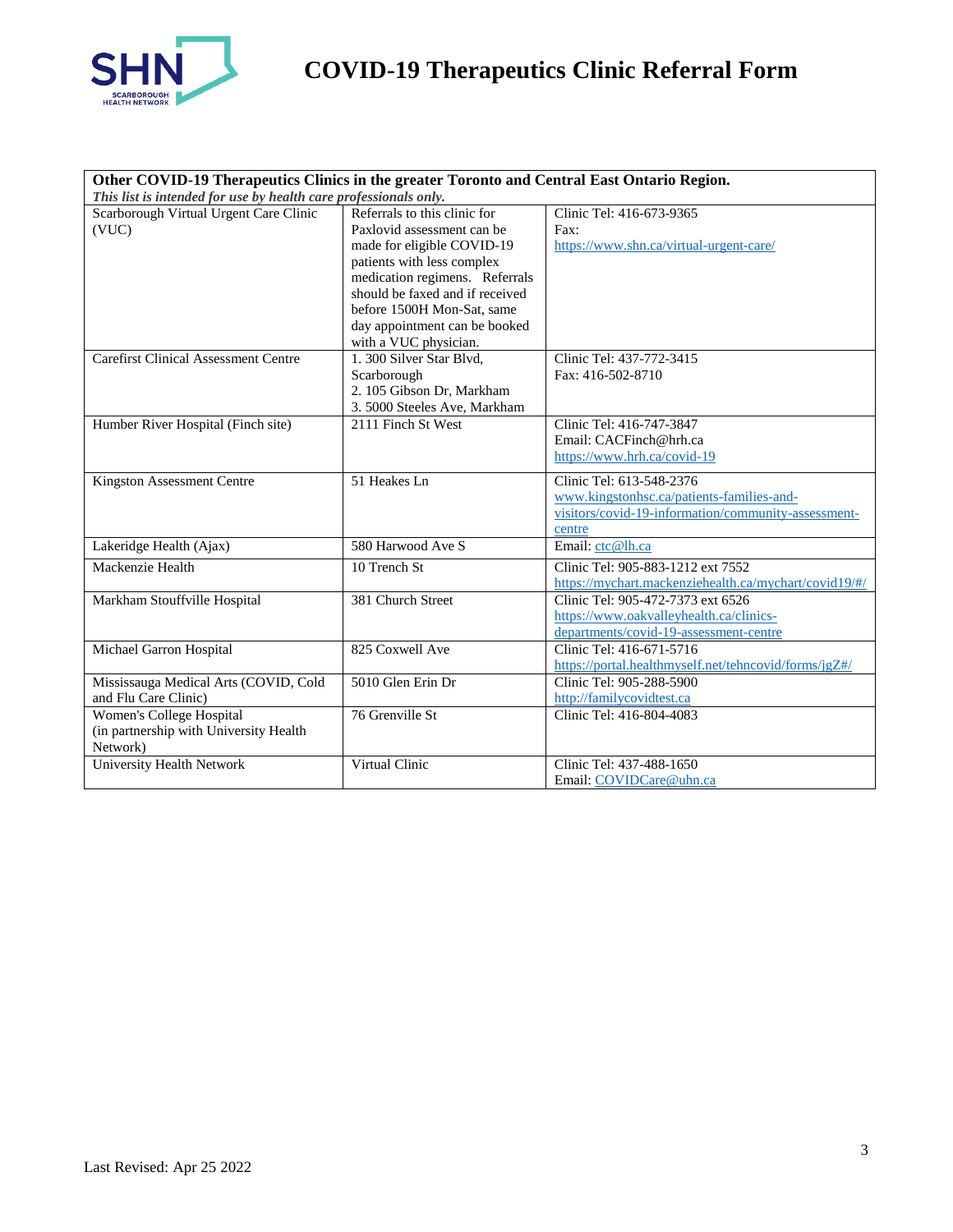// COVID-19 Therapeutics Clinic Referral Form

| Other COVID-19 Therapeutics Clinics in the greater Toronto and Central East Ontario Region.<br>*This list is intended for use by health care professionals only.* | | |
|---|---|---|
| Scarborough Virtual Urgent Care Clinic (VUC) | Referrals to this clinic for Paxlovid assessment can be made for eligible COVID-19 patients with less complex medication regimens. Referrals should be faxed and if received before 1500H Mon-Sat, same day appointment can be booked with a VUC physician. | Clinic Tel: 416-673-9365<br>Fax:<br>https://www.shn.ca/virtual-urgent-care/ |
| Carefirst Clinical Assessment Centre | 1. 300 Silver Star Blvd, Scarborough<br>2. 105 Gibson Dr, Markham<br>3. 5000 Steeles Ave, Markham | Clinic Tel: 437-772-3415<br>Fax: 416-502-8710 |
| Humber River Hospital (Finch site) | 2111 Finch St West | Clinic Tel: 416-747-3847<br>Email: CACFinch@hrh.ca<br>https://www.hrh.ca/covid-19 |
| Kingston Assessment Centre | 51 Heakes Ln | Clinic Tel: 613-548-2376<br>www.kingstonhsc.ca/patients-families-and-visitors/covid-19-information/community-assessment-centre |
| Lakeridge Health (Ajax) | 580 Harwood Ave S | Email: ctc@lh.ca |
| Mackenzie Health | 10 Trench St | Clinic Tel: 905-883-1212 ext 7552<br>https://mychart.mackenziehealth.ca/mychart/covid19/#/ |
| Markham Stouffville Hospital | 381 Church Street | Clinic Tel: 905-472-7373 ext 6526<br>https://www.oakvalleyhealth.ca/clinics-departments/covid-19-assessment-centre |
| Michael Garron Hospital | 825 Coxwell Ave | Clinic Tel: 416-671-5716<br>https://portal.healthmyself.net/tehncovid/forms/jgZ#/ |
| Mississauga Medical Arts (COVID, Cold and Flu Care Clinic) | 5010 Glen Erin Dr | Clinic Tel: 905-288-5900<br>http://familycovidtest.ca |
| Women's College Hospital (in partnership with University Health Network) | 76 Grenville St | Clinic Tel: 416-804-4083 |
| University Health Network | Virtual Clinic | Clinic Tel: 437-488-1650<br>Email: COVIDCare@uhn.ca |

Last Revised: Apr 25 2022